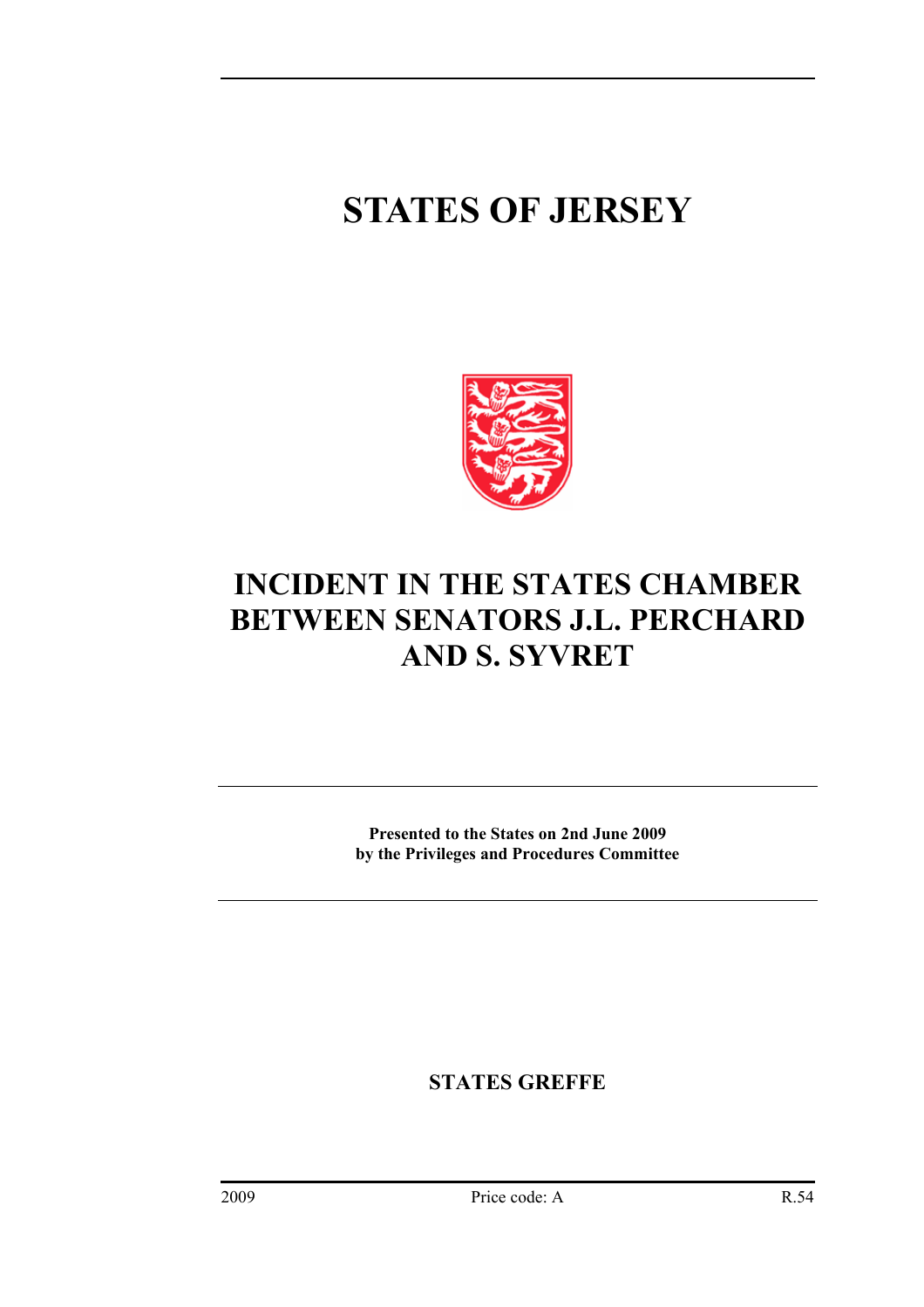# STATES OF JERSEY

## INCIDENT IN THE STATES CHAMBER BETWEEN SENATORS J.L. PERCHARD AND S. SYVRET

**Presented to the States on 2nd June 2009**
**by the Privileges and Procedures Committee**

**STATES GREFFE**

2009 Price code: A R.54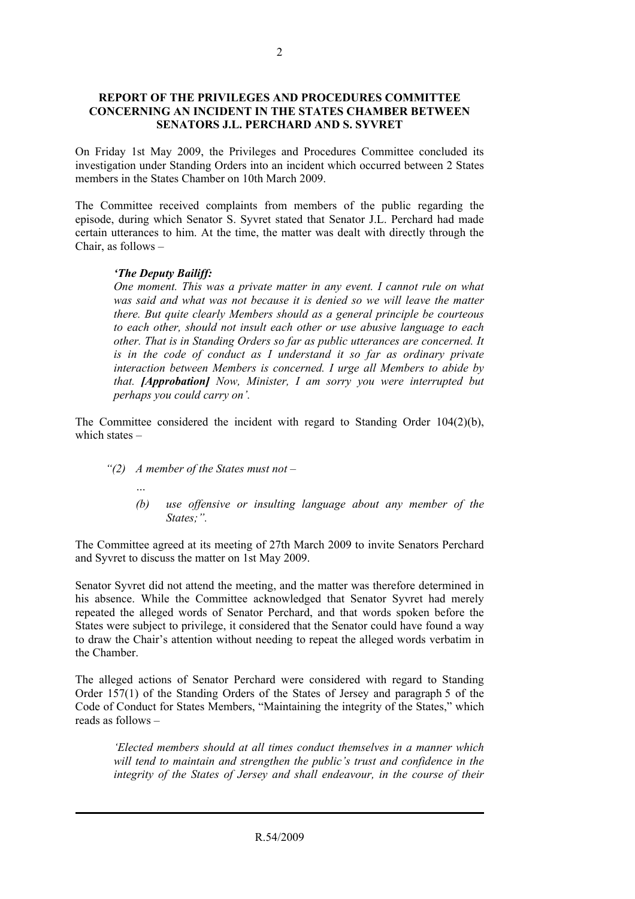**REPORT OF THE PRIVILEGES AND PROCEDURES COMMITTEE CONCERNING AN INCIDENT IN THE STATES CHAMBER BETWEEN SENATORS J.L. PERCHARD AND S. SYVRET**

On Friday 1st May 2009, the Privileges and Procedures Committee concluded its investigation under Standing Orders into an incident which occurred between 2 States members in the States Chamber on 10th March 2009.

The Committee received complaints from members of the public regarding the episode, during which Senator S. Syvret stated that Senator J.L. Perchard had made certain utterances to him. At the time, the matter was dealt with directly through the Chair, as follows –

> ***'The Deputy Bailiff:***
> *One moment. This was a private matter in any event. I cannot rule on what was said and what was not because it is denied so we will leave the matter there. But quite clearly Members should as a general principle be courteous to each other, should not insult each other or use abusive language to each other. That is in Standing Orders so far as public utterances are concerned. It is in the code of conduct as I understand it so far as ordinary private interaction between Members is concerned. I urge all Members to abide by that.* ***[Approbation]*** *Now, Minister, I am sorry you were interrupted but perhaps you could carry on'.*

The Committee considered the incident with regard to Standing Order 104(2)(b), which states –

> *"(2) A member of the States must not –*
>
> *…*
>
> *(b) use offensive or insulting language about any member of the States;".*

The Committee agreed at its meeting of 27th March 2009 to invite Senators Perchard and Syvret to discuss the matter on 1st May 2009.

Senator Syvret did not attend the meeting, and the matter was therefore determined in his absence. While the Committee acknowledged that Senator Syvret had merely repeated the alleged words of Senator Perchard, and that words spoken before the States were subject to privilege, it considered that the Senator could have found a way to draw the Chair's attention without needing to repeat the alleged words verbatim in the Chamber.

The alleged actions of Senator Perchard were considered with regard to Standing Order 157(1) of the Standing Orders of the States of Jersey and paragraph 5 of the Code of Conduct for States Members, "Maintaining the integrity of the States," which reads as follows –

> *'Elected members should at all times conduct themselves in a manner which will tend to maintain and strengthen the public's trust and confidence in the integrity of the States of Jersey and shall endeavour, in the course of their*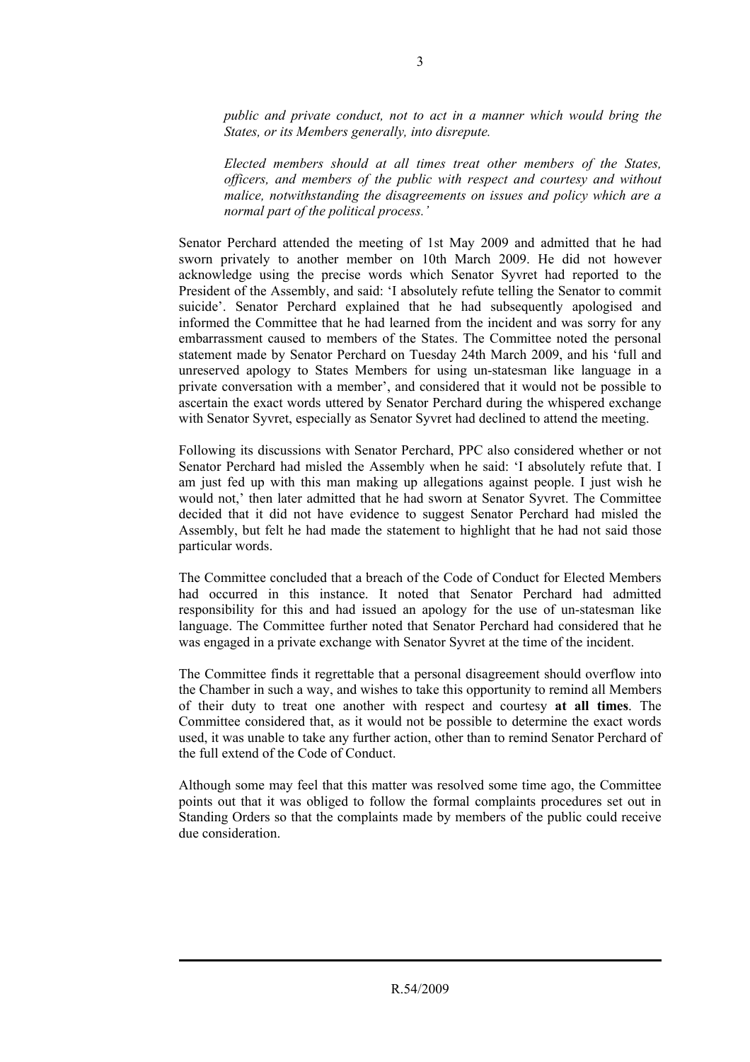*public and private conduct, not to act in a manner which would bring the States, or its Members generally, into disrepute.*

*Elected members should at all times treat other members of the States, officers, and members of the public with respect and courtesy and without malice, notwithstanding the disagreements on issues and policy which are a normal part of the political process.'*

Senator Perchard attended the meeting of 1st May 2009 and admitted that he had sworn privately to another member on 10th March 2009. He did not however acknowledge using the precise words which Senator Syvret had reported to the President of the Assembly, and said: 'I absolutely refute telling the Senator to commit suicide'. Senator Perchard explained that he had subsequently apologised and informed the Committee that he had learned from the incident and was sorry for any embarrassment caused to members of the States. The Committee noted the personal statement made by Senator Perchard on Tuesday 24th March 2009, and his 'full and unreserved apology to States Members for using un-statesman like language in a private conversation with a member', and considered that it would not be possible to ascertain the exact words uttered by Senator Perchard during the whispered exchange with Senator Syvret, especially as Senator Syvret had declined to attend the meeting.

Following its discussions with Senator Perchard, PPC also considered whether or not Senator Perchard had misled the Assembly when he said: 'I absolutely refute that. I am just fed up with this man making up allegations against people. I just wish he would not,' then later admitted that he had sworn at Senator Syvret. The Committee decided that it did not have evidence to suggest Senator Perchard had misled the Assembly, but felt he had made the statement to highlight that he had not said those particular words.

The Committee concluded that a breach of the Code of Conduct for Elected Members had occurred in this instance. It noted that Senator Perchard had admitted responsibility for this and had issued an apology for the use of un-statesman like language. The Committee further noted that Senator Perchard had considered that he was engaged in a private exchange with Senator Syvret at the time of the incident.

The Committee finds it regrettable that a personal disagreement should overflow into the Chamber in such a way, and wishes to take this opportunity to remind all Members of their duty to treat one another with respect and courtesy **at all times**. The Committee considered that, as it would not be possible to determine the exact words used, it was unable to take any further action, other than to remind Senator Perchard of the full extend of the Code of Conduct.

Although some may feel that this matter was resolved some time ago, the Committee points out that it was obliged to follow the formal complaints procedures set out in Standing Orders so that the complaints made by members of the public could receive due consideration.